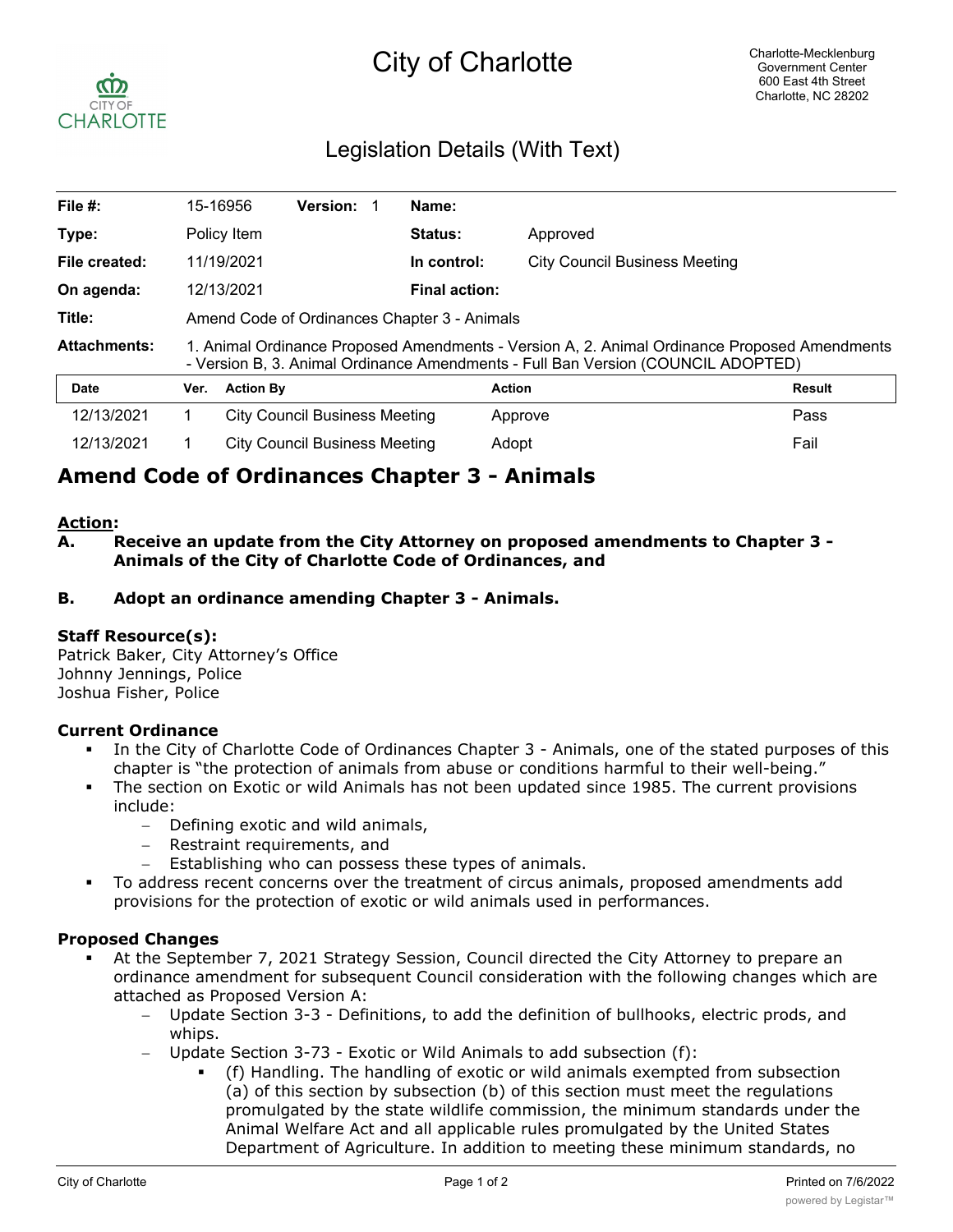# City of Charlotte

Charlotte-Mecklenburg Government Center
600 East 4th Street
Charlotte, NC 28202

## Legislation Details (With Text)

| | | | | | |
|---|---|---|---|---|---|
| **File #:** | 15-16956 | **Version:** 1 | **Name:** | | |
| **Type:** | Policy Item | | **Status:** | Approved | |
| **File created:** | 11/19/2021 | | **In control:** | City Council Business Meeting | |
| **On agenda:** | 12/13/2021 | | **Final action:** | | |
| **Title:** | Amend Code of Ordinances Chapter 3 - Animals | | | | |
| **Attachments:** | 1. Animal Ordinance Proposed Amendments - Version A, 2. Animal Ordinance Proposed Amendments - Version B, 3. Animal Ordinance Amendments - Full Ban Version (COUNCIL ADOPTED) | | | | |

| Date | Ver. | Action By | Action | Result |
|---|---|---|---|---|
| 12/13/2021 | 1 | City Council Business Meeting | Approve | Pass |
| 12/13/2021 | 1 | City Council Business Meeting | Adopt | Fail |

# Amend Code of Ordinances Chapter 3 - Animals

**Action:**

**A. Receive an update from the City Attorney on proposed amendments to Chapter 3 - Animals of the City of Charlotte Code of Ordinances, and**

**B. Adopt an ordinance amending Chapter 3 - Animals.**

**Staff Resource(s):**
Patrick Baker, City Attorney's Office
Johnny Jennings, Police
Joshua Fisher, Police

**Current Ordinance**

- In the City of Charlotte Code of Ordinances Chapter 3 - Animals, one of the stated purposes of this chapter is "the protection of animals from abuse or conditions harmful to their well-being."
- The section on Exotic or wild Animals has not been updated since 1985. The current provisions include:
  - Defining exotic and wild animals,
  - Restraint requirements, and
  - Establishing who can possess these types of animals.
- To address recent concerns over the treatment of circus animals, proposed amendments add provisions for the protection of exotic or wild animals used in performances.

**Proposed Changes**

- At the September 7, 2021 Strategy Session, Council directed the City Attorney to prepare an ordinance amendment for subsequent Council consideration with the following changes which are attached as Proposed Version A:
  - Update Section 3-3 - Definitions, to add the definition of bullhooks, electric prods, and whips.
  - Update Section 3-73 - Exotic or Wild Animals to add subsection (f):
    - (f) Handling. The handling of exotic or wild animals exempted from subsection (a) of this section by subsection (b) of this section must meet the regulations promulgated by the state wildlife commission, the minimum standards under the Animal Welfare Act and all applicable rules promulgated by the United States Department of Agriculture. In addition to meeting these minimum standards, no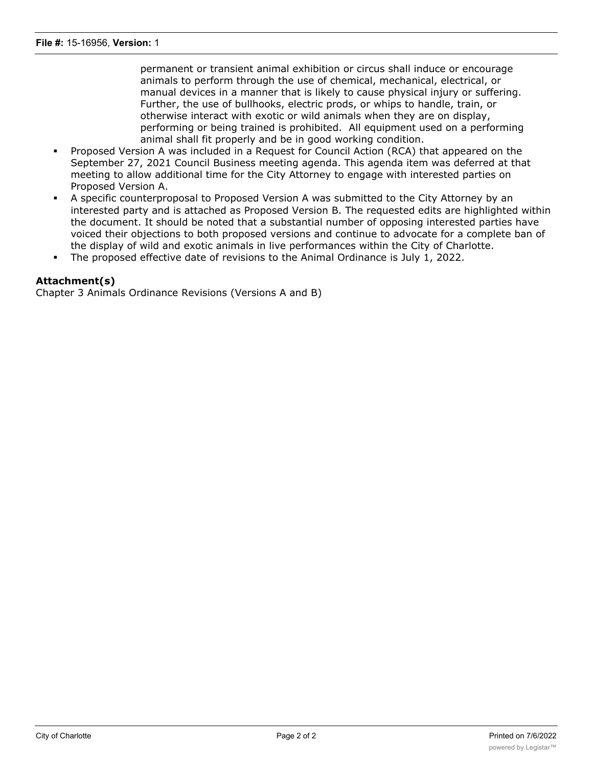permanent or transient animal exhibition or circus shall induce or encourage animals to perform through the use of chemical, mechanical, electrical, or manual devices in a manner that is likely to cause physical injury or suffering. Further, the use of bullhooks, electric prods, or whips to handle, train, or otherwise interact with exotic or wild animals when they are on display, performing or being trained is prohibited. All equipment used on a performing animal shall fit properly and be in good working condition.

- Proposed Version A was included in a Request for Council Action (RCA) that appeared on the September 27, 2021 Council Business meeting agenda. This agenda item was deferred at that meeting to allow additional time for the City Attorney to engage with interested parties on Proposed Version A.
- A specific counterproposal to Proposed Version A was submitted to the City Attorney by an interested party and is attached as Proposed Version B. The requested edits are highlighted within the document. It should be noted that a substantial number of opposing interested parties have voiced their objections to both proposed versions and continue to advocate for a complete ban of the display of wild and exotic animals in live performances within the City of Charlotte.
- The proposed effective date of revisions to the Animal Ordinance is July 1, 2022.

**Attachment(s)**

Chapter 3 Animals Ordinance Revisions (Versions A and B)